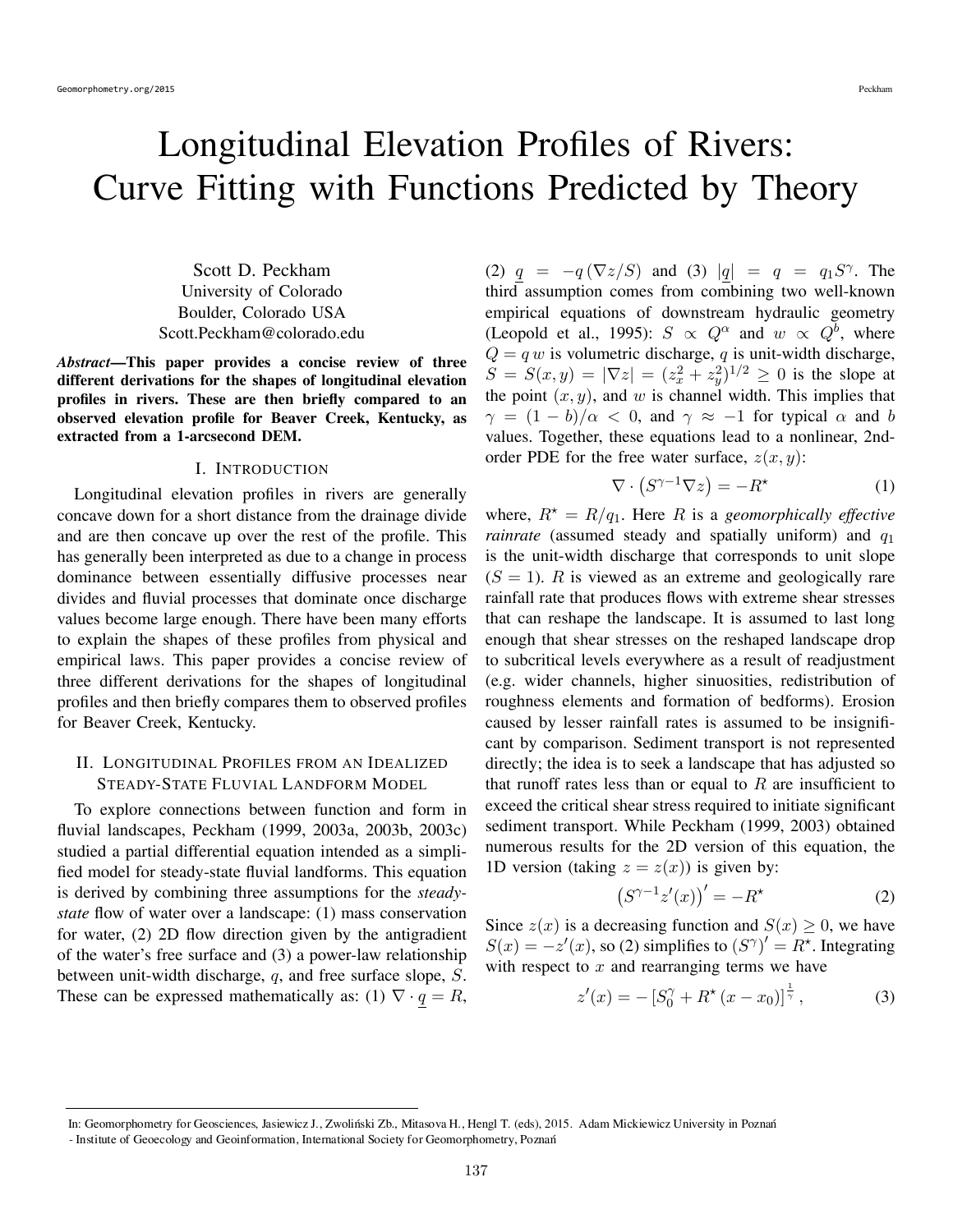# Longitudinal Elevation Profiles of Rivers: Curve Fitting with Functions Predicted by Theory

Scott D. Peckham  
University of Colorado  
Boulder, Colorado USA  
Scott.Peckham@colorado.edu

***Abstract*—This paper provides a concise review of three different derivations for the shapes of longitudinal elevation profiles in rivers. These are then briefly compared to an observed elevation profile for Beaver Creek, Kentucky, as extracted from a 1-arcsecond DEM.**

## I. Introduction

Longitudinal elevation profiles in rivers are generally concave down for a short distance from the drainage divide and are then concave up over the rest of the profile. This has generally been interpreted as due to a change in process dominance between essentially diffusive processes near divides and fluvial processes that dominate once discharge values become large enough. There have been many efforts to explain the shapes of these profiles from physical and empirical laws. This paper provides a concise review of three different derivations for the shapes of longitudinal profiles and then briefly compares them to observed profiles for Beaver Creek, Kentucky.

## II. Longitudinal Profiles from an Idealized Steady-State Fluvial Landform Model

To explore connections between function and form in fluvial landscapes, Peckham (1999, 2003a, 2003b, 2003c) studied a partial differential equation intended as a simplified model for steady-state fluvial landforms. This equation is derived by combining three assumptions for the *steady-state* flow of water over a landscape: (1) mass conservation for water, (2) 2D flow direction given by the antigradient of the water's free surface and (3) a power-law relationship between unit-width discharge, $q$, and free surface slope, $S$. These can be expressed mathematically as: (1) $\nabla \cdot \underline{q} = R$, (2) $\underline{q} = -q\,(\nabla z / S)$ and (3) $|\underline{q}| = q = q_1 S^{\gamma}$. The third assumption comes from combining two well-known empirical equations of downstream hydraulic geometry (Leopold et al., 1995): $S \propto Q^{\alpha}$ and $w \propto Q^{b}$, where $Q = q\,w$ is volumetric discharge, $q$ is unit-width discharge, $S = S(x,y) = |\nabla z| = (z_x^2 + z_y^2)^{1/2} \geq 0$ is the slope at the point $(x,y)$, and $w$ is channel width. This implies that $\gamma = (1-b)/\alpha < 0$, and $\gamma \approx -1$ for typical $\alpha$ and $b$ values. Together, these equations lead to a nonlinear, 2nd-order PDE for the free water surface, $z(x,y)$:

$$\nabla \cdot \left(S^{\gamma - 1} \nabla z\right) = -R^{\star} \tag{1}$$

where, $R^{\star} = R/q_1$. Here $R$ is a *geomorphically effective rainrate* (assumed steady and spatially uniform) and $q_1$ is the unit-width discharge that corresponds to unit slope ($S = 1$). $R$ is viewed as an extreme and geologically rare rainfall rate that produces flows with extreme shear stresses that can reshape the landscape. It is assumed to last long enough that shear stresses on the reshaped landscape drop to subcritical levels everywhere as a result of readjustment (e.g. wider channels, higher sinuosities, redistribution of roughness elements and formation of bedforms). Erosion caused by lesser rainfall rates is assumed to be insignificant by comparison. Sediment transport is not represented directly; the idea is to seek a landscape that has adjusted so that runoff rates less than or equal to $R$ are insufficient to exceed the critical shear stress required to initiate significant sediment transport. While Peckham (1999, 2003) obtained numerous results for the 2D version of this equation, the 1D version (taking $z = z(x)$) is given by:

$$\left(S^{\gamma - 1} z'(x)\right)' = -R^{\star} \tag{2}$$

Since $z(x)$ is a decreasing function and $S(x) \geq 0$, we have $S(x) = -z'(x)$, so (2) simplifies to $(S^{\gamma})' = R^{\star}$. Integrating with respect to $x$ and rearranging terms we have

$$z'(x) = -\left[S_0^{\gamma} + R^{\star}\,(x - x_0)\right]^{\frac{1}{\gamma}}, \tag{3}$$

In: Geomorphometry for Geosciences, Jasiewicz J., Zwoliński Zb., Mitasova H., Hengl T. (eds), 2015. Adam Mickiewicz University in Poznań - Institute of Geoecology and Geoinformation, International Society for Geomorphometry, Poznań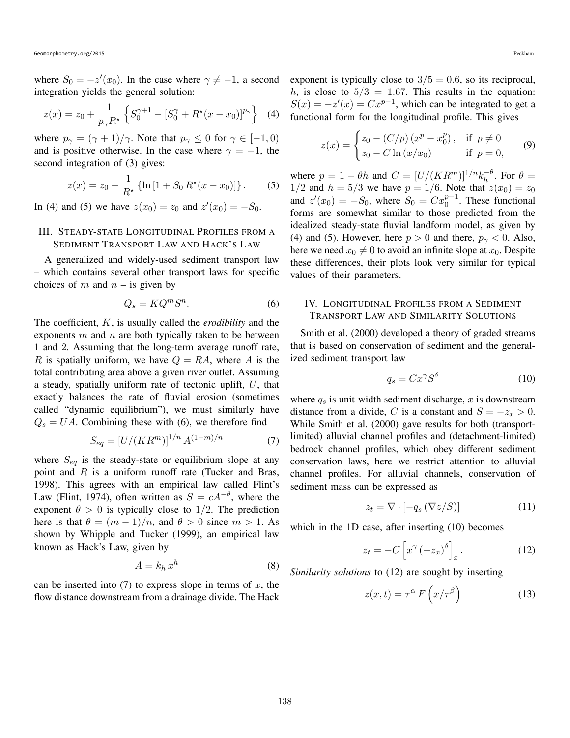where $S_0 = -z'(x_0)$. In the case where $\gamma \neq -1$, a second integration yields the general solution:

$$z(x) = z_0 + \frac{1}{p_\gamma R^\star} \left\{ S_0^{\gamma+1} - [S_0^\gamma + R^\star (x - x_0)]^{p_\gamma} \right\} \quad (4)$$

where $p_\gamma = (\gamma + 1)/\gamma$. Note that $p_\gamma \leq 0$ for $\gamma \in [-1, 0)$ and is positive otherwise. In the case where $\gamma = -1$, the second integration of (3) gives:

$$z(x) = z_0 - \frac{1}{R^\star} \left\{ \ln \left[ 1 + S_0 \, R^\star (x - x_0) \right] \right\}. \quad (5)$$

In (4) and (5) we have $z(x_0) = z_0$ and $z'(x_0) = -S_0$.

## III. Steady-state Longitudinal Profiles from a Sediment Transport Law and Hack's Law

A generalized and widely-used sediment transport law – which contains several other transport laws for specific choices of $m$ and $n$ – is given by

$$Q_s = K Q^m S^n. \quad (6)$$

The coefficient, $K$, is usually called the *erodibility* and the exponents $m$ and $n$ are both typically taken to be between 1 and 2. Assuming that the long-term average runoff rate, $R$ is spatially uniform, we have $Q = RA$, where $A$ is the total contributing area above a given river outlet. Assuming a steady, spatially uniform rate of tectonic uplift, $U$, that exactly balances the rate of fluvial erosion (sometimes called "dynamic equilibrium"), we must similarly have $Q_s = UA$. Combining these with (6), we therefore find

$$S_{eq} = [U/(K R^m)]^{1/n} \, A^{(1-m)/n} \quad (7)$$

where $S_{eq}$ is the steady-state or equilibrium slope at any point and $R$ is a uniform runoff rate (Tucker and Bras, 1998). This agrees with an empirical law called Flint's Law (Flint, 1974), often written as $S = cA^{-\theta}$, where the exponent $\theta > 0$ is typically close to $1/2$. The prediction here is that $\theta = (m-1)/n$, and $\theta > 0$ since $m > 1$. As shown by Whipple and Tucker (1999), an empirical law known as Hack's Law, given by

$$A = k_h \, x^h \quad (8)$$

can be inserted into (7) to express slope in terms of $x$, the flow distance downstream from a drainage divide. The Hack exponent is typically close to $3/5 = 0.6$, so its reciprocal, $h$, is close to $5/3 = 1.67$. This results in the equation: $S(x) = -z'(x) = Cx^{p-1}$, which can be integrated to get a functional form for the longitudinal profile. This gives

$$z(x) = \begin{cases} z_0 - (C/p) \left( x^p - x_0^p \right), & \text{if } p \neq 0 \\ z_0 - C \ln \left( x/x_0 \right) & \text{if } p = 0, \end{cases} \quad (9)$$

where $p = 1 - \theta h$ and $C = [U/(KR^m)]^{1/n} k_h^{-\theta}$. For $\theta = 1/2$ and $h = 5/3$ we have $p = 1/6$. Note that $z(x_0) = z_0$ and $z'(x_0) = -S_0$, where $S_0 = C x_0^{p-1}$. These functional forms are somewhat similar to those predicted from the idealized steady-state fluvial landform model, as given by (4) and (5). However, here $p > 0$ and there, $p_\gamma < 0$. Also, here we need $x_0 \neq 0$ to avoid an infinite slope at $x_0$. Despite these differences, their plots look very similar for typical values of their parameters.

## IV. Longitudinal Profiles from a Sediment Transport Law and Similarity Solutions

Smith et al. (2000) developed a theory of graded streams that is based on conservation of sediment and the generalized sediment transport law

$$q_s = C x^\gamma S^\delta \quad (10)$$

where $q_s$ is unit-width sediment discharge, $x$ is downstream distance from a divide, $C$ is a constant and $S = -z_x > 0$. While Smith et al. (2000) gave results for both (transport-limited) alluvial channel profiles and (detachment-limited) bedrock channel profiles, which obey different sediment conservation laws, here we restrict attention to alluvial channel profiles. For alluvial channels, conservation of sediment mass can be expressed as

$$z_t = \nabla \cdot \left[ -q_s \left( \nabla z / S \right) \right] \quad (11)$$

which in the 1D case, after inserting (10) becomes

$$z_t = -C \left[ x^\gamma \left( -z_x \right)^\delta \right]_x. \quad (12)$$

*Similarity solutions* to (12) are sought by inserting

$$z(x, t) = \tau^\alpha \, F \left( x / \tau^\beta \right) \quad (13)$$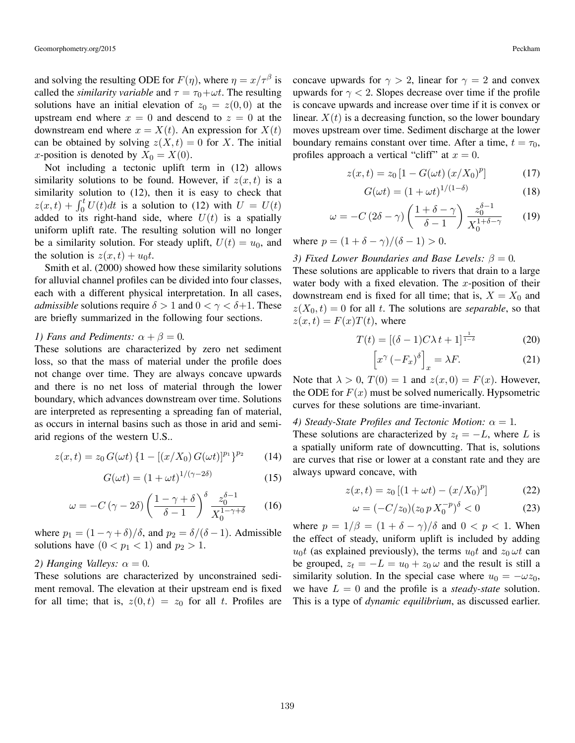and solving the resulting ODE for $F(\eta)$, where $\eta = x/\tau^\beta$ is called the *similarity variable* and $\tau = \tau_0 + \omega t$. The resulting solutions have an initial elevation of $z_0 = z(0,0)$ at the upstream end where $x = 0$ and descend to $z = 0$ at the downstream end where $x = X(t)$. An expression for $X(t)$ can be obtained by solving $z(X,t) = 0$ for $X$. The initial $x$-position is denoted by $X_0 = X(0)$.

Not including a tectonic uplift term in (12) allows similarity solutions to be found. However, if $z(x,t)$ is a similarity solution to (12), then it is easy to check that $z(x,t) + \int_0^t U(t)dt$ is a solution to (12) with $U = U(t)$ added to its right-hand side, where $U(t)$ is a spatially uniform uplift rate. The resulting solution will no longer be a similarity solution. For steady uplift, $U(t) = u_0$, and the solution is $z(x,t) + u_0 t$.

Smith et al. (2000) showed how these similarity solutions for alluvial channel profiles can be divided into four classes, each with a different physical interpretation. In all cases, *admissible* solutions require $\delta > 1$ and $0 < \gamma < \delta+1$. These are briefly summarized in the following four sections.

*1) Fans and Pediments: $\alpha + \beta = 0$.*
These solutions are characterized by zero net sediment loss, so that the mass of material under the profile does not change over time. They are always concave upwards and there is no net loss of material through the lower boundary, which advances downstream over time. Solutions are interpreted as representing a spreading fan of material, as occurs in internal basins such as those in arid and semi-arid regions of the western U.S..

$$z(x,t) = z_0\, G(\omega t)\, \{1 - [(x/X_0)\, G(\omega t)]^{p_1}\}^{p_2} \tag{14}$$

$$G(\omega t) = (1 + \omega t)^{1/(\gamma - 2\delta)} \tag{15}$$

$$\omega = -C\,(\gamma - 2\delta) \left( \frac{1 - \gamma + \delta}{\delta - 1} \right)^{\delta} \frac{z_0^{\delta-1}}{X_0^{1-\gamma+\delta}} \tag{16}$$

where $p_1 = (1 - \gamma + \delta)/\delta$, and $p_2 = \delta/(\delta - 1)$. Admissible solutions have $(0 < p_1 < 1)$ and $p_2 > 1$.

*2) Hanging Valleys: $\alpha = 0$.*
These solutions are characterized by unconstrained sediment removal. The elevation at their upstream end is fixed for all time; that is, $z(0,t) = z_0$ for all $t$. Profiles are concave upwards for $\gamma > 2$, linear for $\gamma = 2$ and convex upwards for $\gamma < 2$. Slopes decrease over time if the profile is concave upwards and increase over time if it is convex or linear. $X(t)$ is a decreasing function, so the lower boundary moves upstream over time. Sediment discharge at the lower boundary remains constant over time. After a time, $t = \tau_0$, profiles approach a vertical "cliff" at $x = 0$.

$$z(x,t) = z_0\, [1 - G(\omega t)\, (x/X_0)^p] \tag{17}$$

$$G(\omega t) = (1 + \omega t)^{1/(1-\delta)} \tag{18}$$

$$\omega = -C\,(2\delta - \gamma) \left( \frac{1 + \delta - \gamma}{\delta - 1} \right) \frac{z_0^{\delta-1}}{X_0^{1+\delta-\gamma}} \tag{19}$$

where $p = (1 + \delta - \gamma)/(\delta - 1) > 0$.

*3) Fixed Lower Boundaries and Base Levels: $\beta = 0$.*
These solutions are applicable to rivers that drain to a large water body with a fixed elevation. The $x$-position of their downstream end is fixed for all time; that is, $X = X_0$ and $z(X_0, t) = 0$ for all $t$. The solutions are *separable*, so that $z(x,t) = F(x)T(t)$, where

$$T(t) = [(\delta - 1)C\lambda\, t + 1]^{\frac{1}{1-\delta}} \tag{20}$$

$$\left[ x^{\gamma} \left(-F_x\right)^{\delta} \right]_x = \lambda F. \tag{21}$$

Note that $\lambda > 0$, $T(0) = 1$ and $z(x,0) = F(x)$. However, the ODE for $F(x)$ must be solved numerically. Hypsometric curves for these solutions are time-invariant.

*4) Steady-State Profiles and Tectonic Motion: $\alpha = 1$.*
These solutions are characterized by $z_t = -L$, where $L$ is a spatially uniform rate of downcutting. That is, solutions are curves that rise or lower at a constant rate and they are always upward concave, with

$$z(x,t) = z_0\, [(1 + \omega t) - (x/X_0)^p] \tag{22}$$

$$\omega = (-C/z_0)(z_0\, p\, X_0^{-p})^{\delta} < 0 \tag{23}$$

where $p = 1/\beta = (1 + \delta - \gamma)/\delta$ and $0 < p < 1$. When the effect of steady, uniform uplift is included by adding $u_0 t$ (as explained previously), the terms $u_0 t$ and $z_0\, \omega t$ can be grouped, $z_t = -L = u_0 + z_0\, \omega$ and the result is still a similarity solution. In the special case where $u_0 = -\omega z_0$, we have $L = 0$ and the profile is a *steady-state* solution. This is a type of *dynamic equilibrium*, as discussed earlier.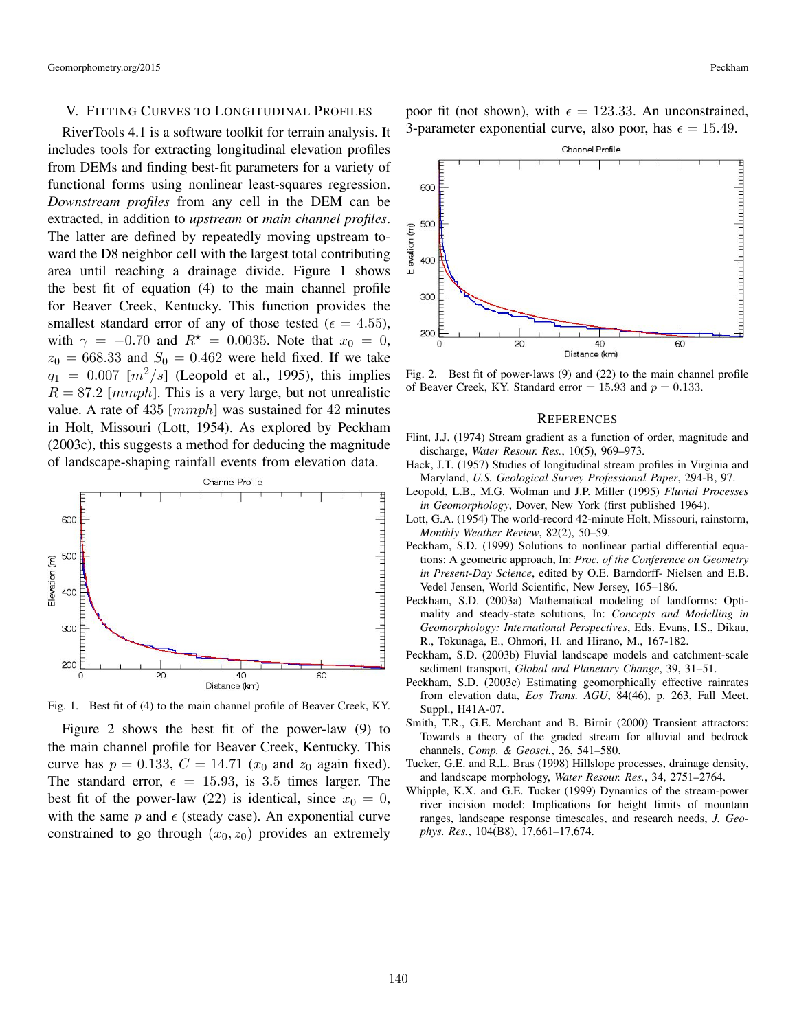## V. Fitting Curves to Longitudinal Profiles

RiverTools 4.1 is a software toolkit for terrain analysis. It includes tools for extracting longitudinal elevation profiles from DEMs and finding best-fit parameters for a variety of functional forms using nonlinear least-squares regression. *Downstream profiles* from any cell in the DEM can be extracted, in addition to *upstream* or *main channel profiles*. The latter are defined by repeatedly moving upstream toward the D8 neighbor cell with the largest total contributing area until reaching a drainage divide. Figure 1 shows the best fit of equation (4) to the main channel profile for Beaver Creek, Kentucky. This function provides the smallest standard error of any of those tested ($\epsilon = 4.55$), with $\gamma = -0.70$ and $R^{\star} = 0.0035$. Note that $x_0 = 0$, $z_0 = 668.33$ and $S_0 = 0.462$ were held fixed. If we take $q_1 = 0.007$ $[m^2/s]$ (Leopold et al., 1995), this implies $R = 87.2$ $[mmph]$. This is a very large, but not unrealistic value. A rate of 435 $[mmph]$ was sustained for 42 minutes in Holt, Missouri (Lott, 1954). As explored by Peckham (2003c), this suggests a method for deducing the magnitude of landscape-shaping rainfall events from elevation data.

Channel Profile

Elevation (m)

Distance (km)

Fig. 1. Best fit of (4) to the main channel profile of Beaver Creek, KY.

Figure 2 shows the best fit of the power-law (9) to the main channel profile for Beaver Creek, Kentucky. This curve has $p = 0.133$, $C = 14.71$ ($x_0$ and $z_0$ again fixed). The standard error, $\epsilon = 15.93$, is 3.5 times larger. The best fit of the power-law (22) is identical, since $x_0 = 0$, with the same $p$ and $\epsilon$ (steady case). An exponential curve constrained to go through $(x_0, z_0)$ provides an extremely poor fit (not shown), with $\epsilon = 123.33$. An unconstrained, 3-parameter exponential curve, also poor, has $\epsilon = 15.49$.

Channel Profile

Elevation (m)

Distance (km)

Fig. 2. Best fit of power-laws (9) and (22) to the main channel profile of Beaver Creek, KY. Standard error $= 15.93$ and $p = 0.133$.

## References

Flint, J.J. (1974) Stream gradient as a function of order, magnitude and discharge, *Water Resour. Res.*, 10(5), 969–973.

Hack, J.T. (1957) Studies of longitudinal stream profiles in Virginia and Maryland, *U.S. Geological Survey Professional Paper*, 294-B, 97.

Leopold, L.B., M.G. Wolman and J.P. Miller (1995) *Fluvial Processes in Geomorphology*, Dover, New York (first published 1964).

Lott, G.A. (1954) The world-record 42-minute Holt, Missouri, rainstorm, *Monthly Weather Review*, 82(2), 50–59.

Peckham, S.D. (1999) Solutions to nonlinear partial differential equations: A geometric approach, In: *Proc. of the Conference on Geometry in Present-Day Science*, edited by O.E. Barndorff- Nielsen and E.B. Vedel Jensen, World Scientific, New Jersey, 165–186.

Peckham, S.D. (2003a) Mathematical modeling of landforms: Optimality and steady-state solutions, In: *Concepts and Modelling in Geomorphology: International Perspectives*, Eds. Evans, I.S., Dikau, R., Tokunaga, E., Ohmori, H. and Hirano, M., 167-182.

Peckham, S.D. (2003b) Fluvial landscape models and catchment-scale sediment transport, *Global and Planetary Change*, 39, 31–51.

Peckham, S.D. (2003c) Estimating geomorphically effective rainrates from elevation data, *Eos Trans. AGU*, 84(46), p. 263, Fall Meet. Suppl., H41A-07.

Smith, T.R., G.E. Merchant and B. Birnir (2000) Transient attractors: Towards a theory of the graded stream for alluvial and bedrock channels, *Comp. & Geosci.*, 26, 541–580.

Tucker, G.E. and R.L. Bras (1998) Hillslope processes, drainage density, and landscape morphology, *Water Resour. Res.*, 34, 2751–2764.

Whipple, K.X. and G.E. Tucker (1999) Dynamics of the stream-power river incision model: Implications for height limits of mountain ranges, landscape response timescales, and research needs, *J. Geophys. Res.*, 104(B8), 17,661–17,674.